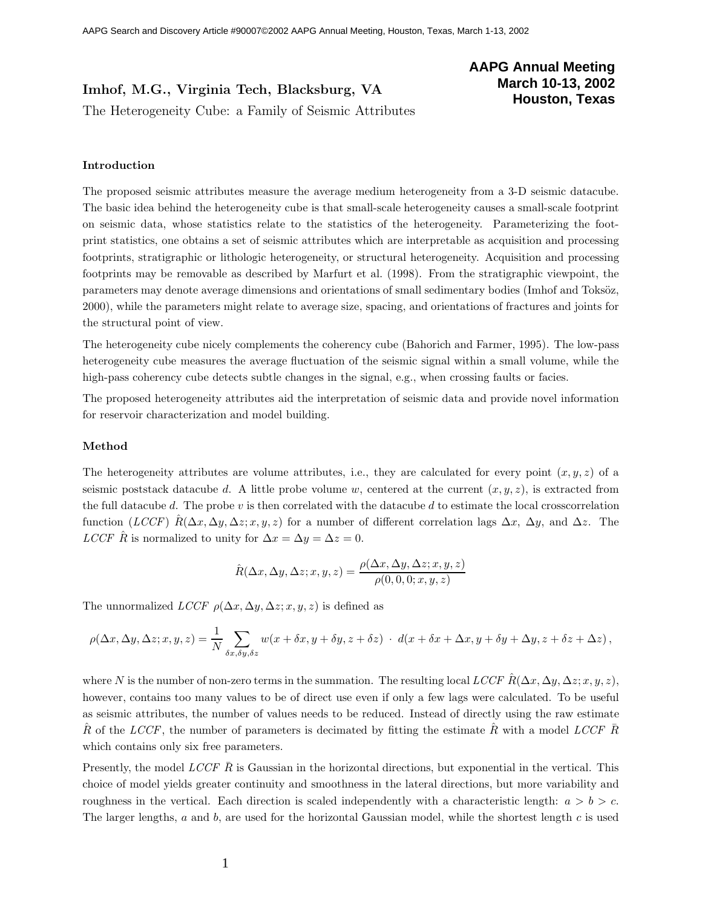AAPG Search and Discovery Article #90007©2002 AAPG Annual Meeting, Houston, Texas, March 1-13, 2002

**AAPG Annual Meeting**
**March 10-13, 2002**
**Houston, Texas**

**Imhof, M.G., Virginia Tech, Blacksburg, VA**

The Heterogeneity Cube: a Family of Seismic Attributes

### Introduction

The proposed seismic attributes measure the average medium heterogeneity from a 3-D seismic datacube. The basic idea behind the heterogeneity cube is that small-scale heterogeneity causes a small-scale footprint on seismic data, whose statistics relate to the statistics of the heterogeneity. Parameterizing the footprint statistics, one obtains a set of seismic attributes which are interpretable as acquisition and processing footprints, stratigraphic or lithologic heterogeneity, or structural heterogeneity. Acquisition and processing footprints may be removable as described by Marfurt et al. (1998). From the stratigraphic viewpoint, the parameters may denote average dimensions and orientations of small sedimentary bodies (Imhof and Toksöz, 2000), while the parameters might relate to average size, spacing, and orientations of fractures and joints for the structural point of view.

The heterogeneity cube nicely complements the coherency cube (Bahorich and Farmer, 1995). The low-pass heterogeneity cube measures the average fluctuation of the seismic signal within a small volume, while the high-pass coherency cube detects subtle changes in the signal, e.g., when crossing faults or facies.

The proposed heterogeneity attributes aid the interpretation of seismic data and provide novel information for reservoir characterization and model building.

### Method

The heterogeneity attributes are volume attributes, i.e., they are calculated for every point $(x, y, z)$ of a seismic poststack datacube $d$. A little probe volume $w$, centered at the current $(x, y, z)$, is extracted from the full datacube $d$. The probe $v$ is then correlated with the datacube $d$ to estimate the local crosscorrelation function (*LCCF*) $\hat{R}(\Delta x, \Delta y, \Delta z; x, y, z)$ for a number of different correlation lags $\Delta x$, $\Delta y$, and $\Delta z$. The *LCCF* $\hat{R}$ is normalized to unity for $\Delta x = \Delta y = \Delta z = 0$.

$$\hat{R}(\Delta x, \Delta y, \Delta z; x, y, z) = \frac{\rho(\Delta x, \Delta y, \Delta z; x, y, z)}{\rho(0, 0, 0; x, y, z)}$$

The unnormalized *LCCF* $\rho(\Delta x, \Delta y, \Delta z; x, y, z)$ is defined as

$$\rho(\Delta x, \Delta y, \Delta z; x, y, z) = \frac{1}{N} \sum_{\delta x, \delta y, \delta z} w(x + \delta x, y + \delta y, z + \delta z) \cdot d(x + \delta x + \Delta x, y + \delta y + \Delta y, z + \delta z + \Delta z),$$

where $N$ is the number of non-zero terms in the summation. The resulting local *LCCF* $\hat{R}(\Delta x, \Delta y, \Delta z; x, y, z)$, however, contains too many values to be of direct use even if only a few lags were calculated. To be useful as seismic attributes, the number of values needs to be reduced. Instead of directly using the raw estimate $\hat{R}$ of the *LCCF*, the number of parameters is decimated by fitting the estimate $\hat{R}$ with a model *LCCF* $\bar{R}$ which contains only six free parameters.

Presently, the model *LCCF* $\bar{R}$ is Gaussian in the horizontal directions, but exponential in the vertical. This choice of model yields greater continuity and smoothness in the lateral directions, but more variability and roughness in the vertical. Each direction is scaled independently with a characteristic length: $a > b > c$. The larger lengths, $a$ and $b$, are used for the horizontal Gaussian model, while the shortest length $c$ is used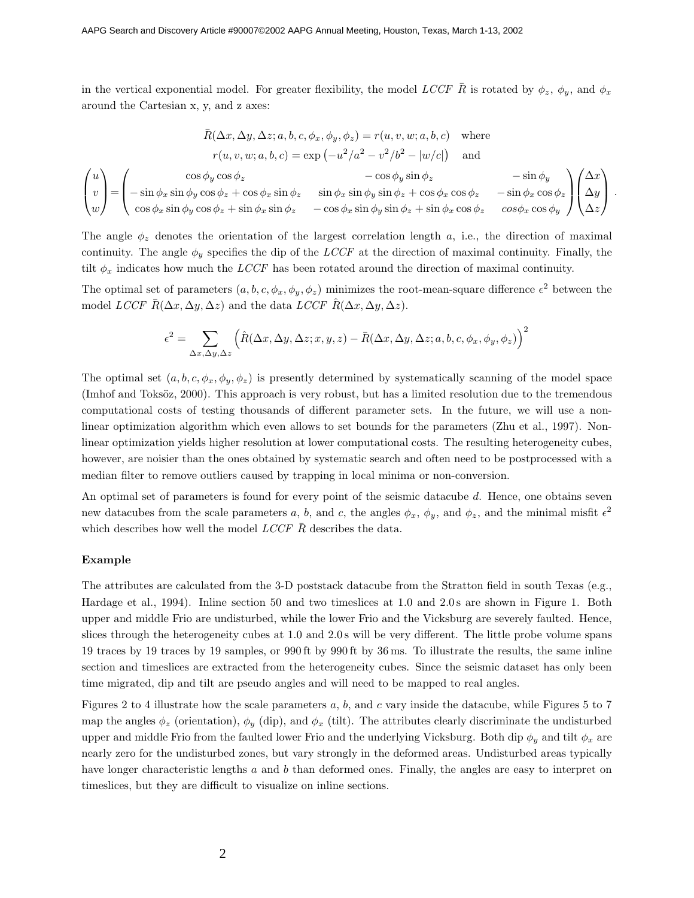in the vertical exponential model. For greater flexibility, the model *LCCF* $\bar{R}$ is rotated by $\phi_z$, $\phi_y$, and $\phi_x$ around the Cartesian x, y, and z axes:

$$
\bar{R}(\Delta x, \Delta y, \Delta z; a, b, c, \phi_x, \phi_y, \phi_z) = r(u, v, w; a, b, c) \quad \text{where}
$$

$$
r(u, v, w; a, b, c) = \exp\left(-u^2/a^2 - v^2/b^2 - |w/c|\right) \quad \text{and}
$$

$$
\begin{pmatrix} u \\ v \\ w \end{pmatrix} = \begin{pmatrix} \cos\phi_y \cos\phi_z & -\cos\phi_y \sin\phi_z & -\sin\phi_y \\ -\sin\phi_x \sin\phi_y \cos\phi_z + \cos\phi_x \sin\phi_z & \sin\phi_x \sin\phi_y \sin\phi_z + \cos\phi_x \cos\phi_z & -\sin\phi_x \cos\phi_z \\ \cos\phi_x \sin\phi_y \cos\phi_z + \sin\phi_x \sin\phi_z & -\cos\phi_x \sin\phi_y \sin\phi_z + \sin\phi_x \cos\phi_z & cos\phi_x \cos\phi_y \end{pmatrix} \begin{pmatrix} \Delta x \\ \Delta y \\ \Delta z \end{pmatrix}.
$$

The angle $\phi_z$ denotes the orientation of the largest correlation length $a$, i.e., the direction of maximal continuity. The angle $\phi_y$ specifies the dip of the *LCCF* at the direction of maximal continuity. Finally, the tilt $\phi_x$ indicates how much the *LCCF* has been rotated around the direction of maximal continuity.

The optimal set of parameters $(a, b, c, \phi_x, \phi_y, \phi_z)$ minimizes the root-mean-square difference $\epsilon^2$ between the model *LCCF* $\bar{R}(\Delta x, \Delta y, \Delta z)$ and the data *LCCF* $\hat{R}(\Delta x, \Delta y, \Delta z)$.

$$
\epsilon^2 = \sum_{\Delta x, \Delta y, \Delta z} \left(\hat{R}(\Delta x, \Delta y, \Delta z; x, y, z) - \bar{R}(\Delta x, \Delta y, \Delta z; a, b, c, \phi_x, \phi_y, \phi_z)\right)^2
$$

The optimal set $(a, b, c, \phi_x, \phi_y, \phi_z)$ is presently determined by systematically scanning of the model space (Imhof and Toksöz, 2000). This approach is very robust, but has a limited resolution due to the tremendous computational costs of testing thousands of different parameter sets. In the future, we will use a nonlinear optimization algorithm which even allows to set bounds for the parameters (Zhu et al., 1997). Nonlinear optimization yields higher resolution at lower computational costs. The resulting heterogeneity cubes, however, are noisier than the ones obtained by systematic search and often need to be postprocessed with a median filter to remove outliers caused by trapping in local minima or non-conversion.

An optimal set of parameters is found for every point of the seismic datacube $d$. Hence, one obtains seven new datacubes from the scale parameters $a$, $b$, and $c$, the angles $\phi_x$, $\phi_y$, and $\phi_z$, and the minimal misfit $\epsilon^2$ which describes how well the model *LCCF* $\bar{R}$ describes the data.

### Example

The attributes are calculated from the 3-D poststack datacube from the Stratton field in south Texas (e.g., Hardage et al., 1994). Inline section 50 and two timeslices at 1.0 and 2.0 s are shown in Figure 1. Both upper and middle Frio are undisturbed, while the lower Frio and the Vicksburg are severely faulted. Hence, slices through the heterogeneity cubes at 1.0 and 2.0 s will be very different. The little probe volume spans 19 traces by 19 traces by 19 samples, or 990 ft by 990 ft by 36 ms. To illustrate the results, the same inline section and timeslices are extracted from the heterogeneity cubes. Since the seismic dataset has only been time migrated, dip and tilt are pseudo angles and will need to be mapped to real angles.

Figures 2 to 4 illustrate how the scale parameters $a$, $b$, and $c$ vary inside the datacube, while Figures 5 to 7 map the angles $\phi_z$ (orientation), $\phi_y$ (dip), and $\phi_x$ (tilt). The attributes clearly discriminate the undisturbed upper and middle Frio from the faulted lower Frio and the underlying Vicksburg. Both dip $\phi_y$ and tilt $\phi_x$ are nearly zero for the undisturbed zones, but vary strongly in the deformed areas. Undisturbed areas typically have longer characteristic lengths $a$ and $b$ than deformed ones. Finally, the angles are easy to interpret on timeslices, but they are difficult to visualize on inline sections.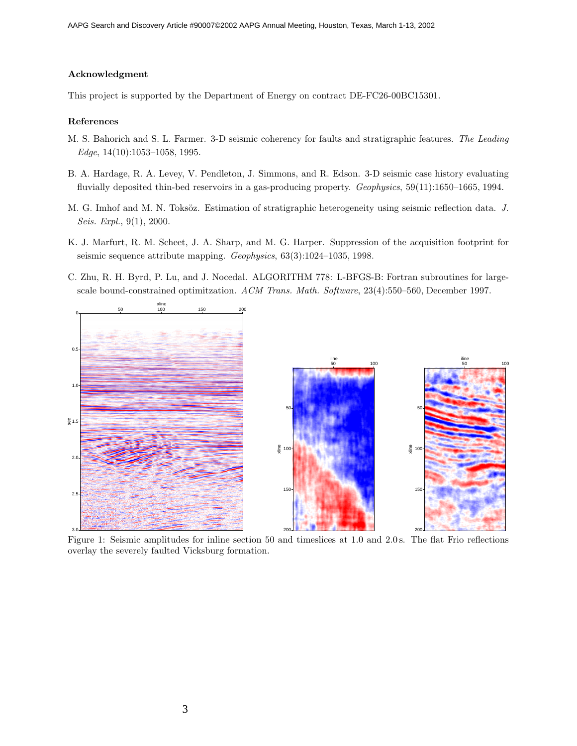## Acknowledgment

This project is supported by the Department of Energy on contract DE-FC26-00BC15301.

## References

M. S. Bahorich and S. L. Farmer. 3-D seismic coherency for faults and stratigraphic features. *The Leading Edge*, 14(10):1053–1058, 1995.

B. A. Hardage, R. A. Levey, V. Pendleton, J. Simmons, and R. Edson. 3-D seismic case history evaluating fluvially deposited thin-bed reservoirs in a gas-producing property. *Geophysics*, 59(11):1650–1665, 1994.

M. G. Imhof and M. N. Toksöz. Estimation of stratigraphic heterogeneity using seismic reflection data. *J. Seis. Expl.*, 9(1), 2000.

K. J. Marfurt, R. M. Scheet, J. A. Sharp, and M. G. Harper. Suppression of the acquisition footprint for seismic sequence attribute mapping. *Geophysics*, 63(3):1024–1035, 1998.

C. Zhu, R. H. Byrd, P. Lu, and J. Nocedal. ALGORITHM 778: L-BFGS-B: Fortran subroutines for large-scale bound-constrained optimitzation. *ACM Trans. Math. Software*, 23(4):550–560, December 1997.

Figure 1: Seismic amplitudes for inline section 50 and timeslices at 1.0 and 2.0 s. The flat Frio reflections overlay the severely faulted Vicksburg formation.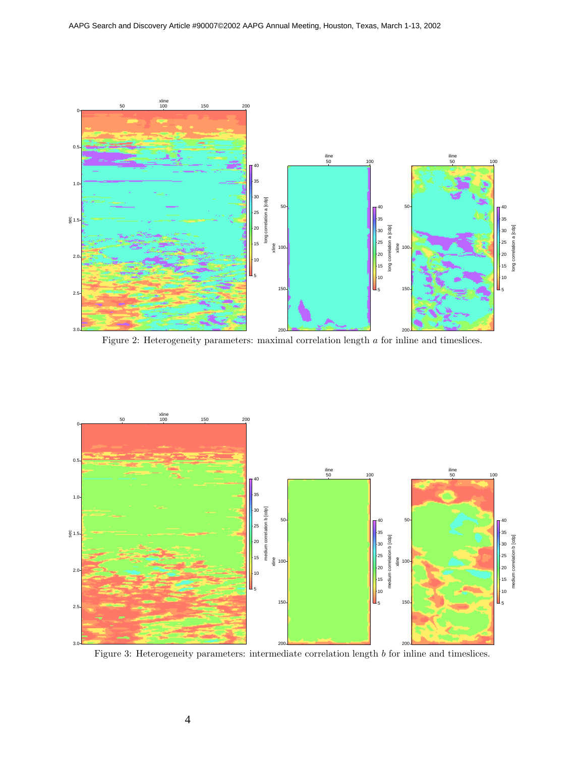Figure 2: Heterogeneity parameters: maximal correlation length $a$ for inline and timeslices.

Figure 3: Heterogeneity parameters: intermediate correlation length $b$ for inline and timeslices.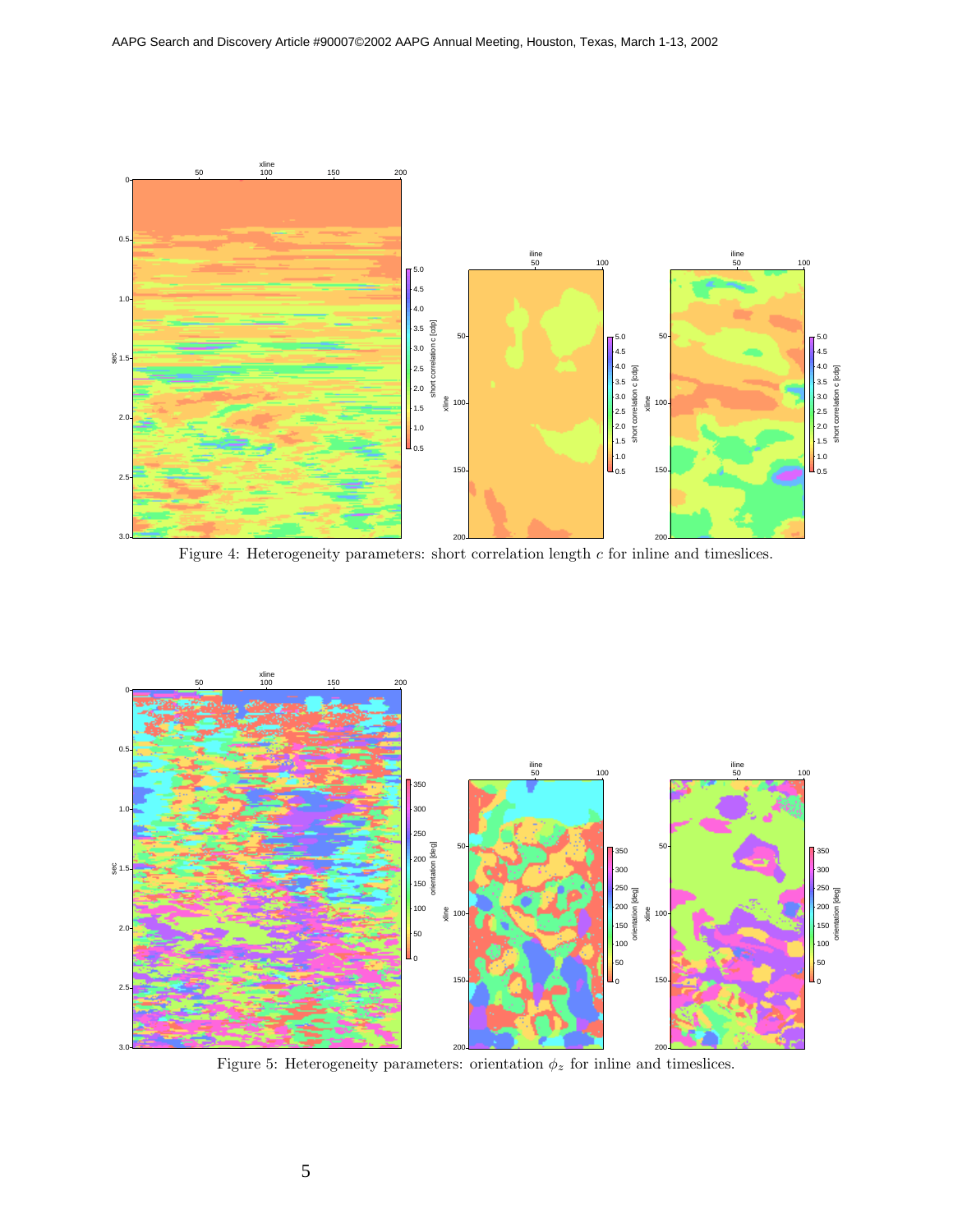Figure 4: Heterogeneity parameters: short correlation length $c$ for inline and timeslices.

Figure 5: Heterogeneity parameters: orientation $\phi_z$ for inline and timeslices.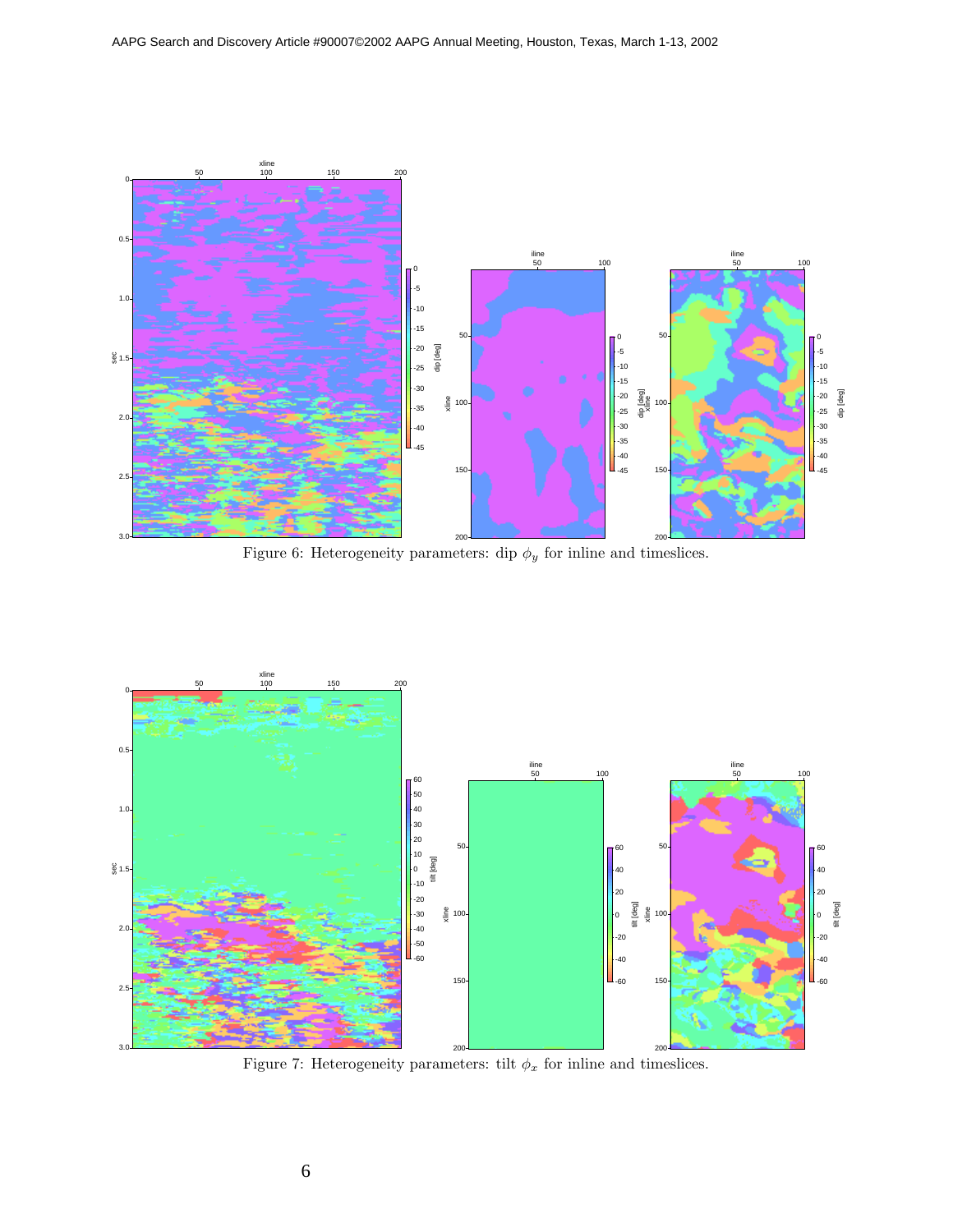xline

50 100 150 200

0

0.5

1.0

sec 1.5

2.0

2.5

3.0

0
-5
-10
-15
-20
-25
-30
-35
-40
-45

dip [deg]

iline

50 100

50

xline 100

150

200

0
-5
-10
-15
-20
-25
-30
-35
-40
-45

dip [deg]

iline

50 100

50

xline 100

150

200

0
-5
-10
-15
-20
-25
-30
-35
-40
-45

dip [deg]

Figure 6: Heterogeneity parameters: dip $\phi_y$ for inline and timeslices.

xline

50 100 150 200

0

0.5

1.0

sec 1.5

2.0

2.5

3.0

60
50
40
30
20
10
0
-10
-20
-30
-40
-50
-60

tilt [deg]

iline

50 100

50

xline 100

150

200

60
40
20
0
-20
-40
-60

tilt [deg]

iline

50 100

50

xline 100

150

200

60
40
20
0
-20
-40
-60

tilt [deg]

Figure 7: Heterogeneity parameters: tilt $\phi_x$ for inline and timeslices.